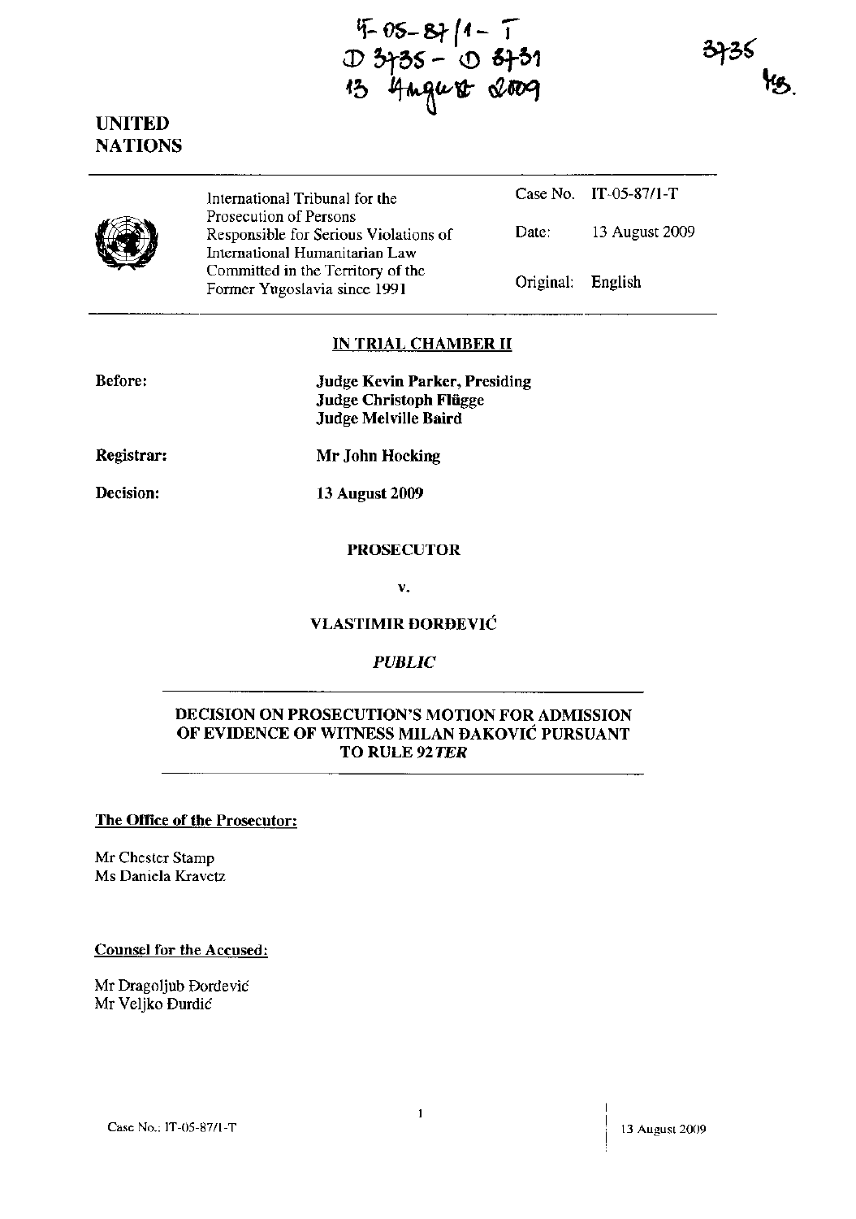IT-05-87/1-T
D 3735 - D 3731
13 August 2009

3735
MB.

**UNITED NATIONS**

| International Tribunal for the Prosecution of Persons Responsible for Serious Violations of International Humanitarian Law Committed in the Territory of the Former Yugoslavia since 1991 | Case No. | IT-05-87/1-T |
|---|---|---|
| | Date: | 13 August 2009 |
| | Original: | English |

**IN TRIAL CHAMBER II**

**Before:** **Judge Kevin Parker, Presiding**
**Judge Christoph Flügge**
**Judge Melville Baird**

**Registrar:** **Mr John Hocking**

**Decision:** **13 August 2009**

**PROSECUTOR**

**v.**

**VLASTIMIR ĐORĐEVIĆ**

***PUBLIC***

## DECISION ON PROSECUTION'S MOTION FOR ADMISSION OF EVIDENCE OF WITNESS MILAN ĐAKOVIĆ PURSUANT TO RULE 92 *TER*

**The Office of the Prosecutor:**

Mr Chester Stamp
Ms Daniela Kravetz

**Counsel for the Accused:**

Mr Dragoljub Đorđević
Mr Veljko Đurđić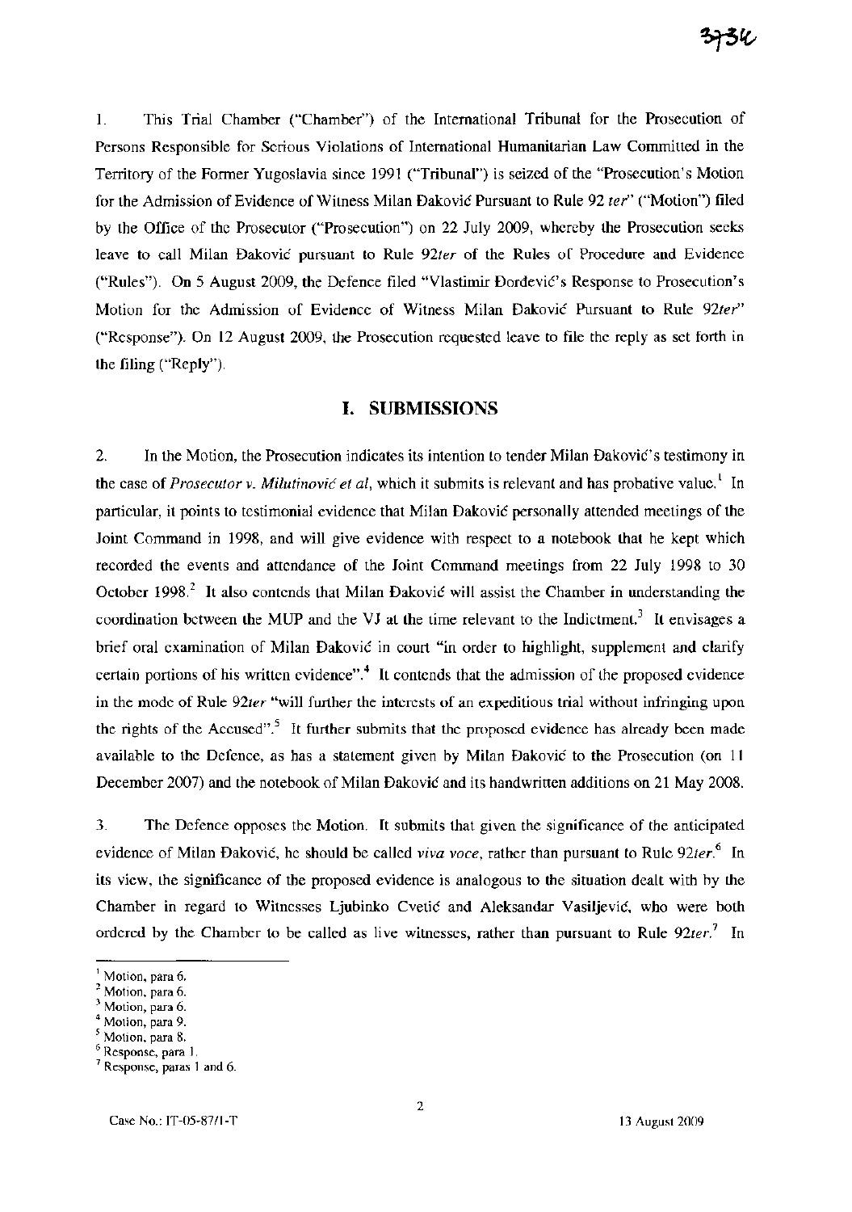1. This Trial Chamber ("Chamber") of the International Tribunal for the Prosecution of Persons Responsible for Serious Violations of International Humanitarian Law Committed in the Territory of the Former Yugoslavia since 1991 ("Tribunal") is seized of the "Prosecution's Motion for the Admission of Evidence of Witness Milan Đaković Pursuant to Rule 92 *ter*" ("Motion") filed by the Office of the Prosecutor ("Prosecution") on 22 July 2009, whereby the Prosecution seeks leave to call Milan Đaković pursuant to Rule 92*ter* of the Rules of Procedure and Evidence ("Rules"). On 5 August 2009, the Defence filed "Vlastimir Đorđević's Response to Prosecution's Motion for the Admission of Evidence of Witness Milan Đaković Pursuant to Rule 92*ter*" ("Response"). On 12 August 2009, the Prosecution requested leave to file the reply as set forth in the filing ("Reply").

## I. SUBMISSIONS

2. In the Motion, the Prosecution indicates its intention to tender Milan Đaković's testimony in the case of *Prosecutor v. Milutinović et al*, which it submits is relevant and has probative value.[1] In particular, it points to testimonial evidence that Milan Đaković personally attended meetings of the Joint Command in 1998, and will give evidence with respect to a notebook that he kept which recorded the events and attendance of the Joint Command meetings from 22 July 1998 to 30 October 1998.[2] It also contends that Milan Đaković will assist the Chamber in understanding the coordination between the MUP and the VJ at the time relevant to the Indictment.[3] It envisages a brief oral examination of Milan Đaković in court "in order to highlight, supplement and clarify certain portions of his written evidence".[4] It contends that the admission of the proposed evidence in the mode of Rule 92*ter* "will further the interests of an expeditious trial without infringing upon the rights of the Accused".[5] It further submits that the proposed evidence has already been made available to the Defence, as has a statement given by Milan Đaković to the Prosecution (on 11 December 2007) and the notebook of Milan Đaković and its handwritten additions on 21 May 2008.

3. The Defence opposes the Motion. It submits that given the significance of the anticipated evidence of Milan Đaković, he should be called *viva voce*, rather than pursuant to Rule 92*ter*.[6] In its view, the significance of the proposed evidence is analogous to the situation dealt with by the Chamber in regard to Witnesses Ljubinko Cvetić and Aleksandar Vasiljević, who were both ordered by the Chamber to be called as live witnesses, rather than pursuant to Rule 92*ter*.[7] In

---

[1] Motion, para 6.
[2] Motion, para 6.
[3] Motion, para 6.
[4] Motion, para 9.
[5] Motion, para 8.
[6] Response, para 1.
[7] Response, paras 1 and 6.

Case No.: IT-05-87/1-T 13 August 2009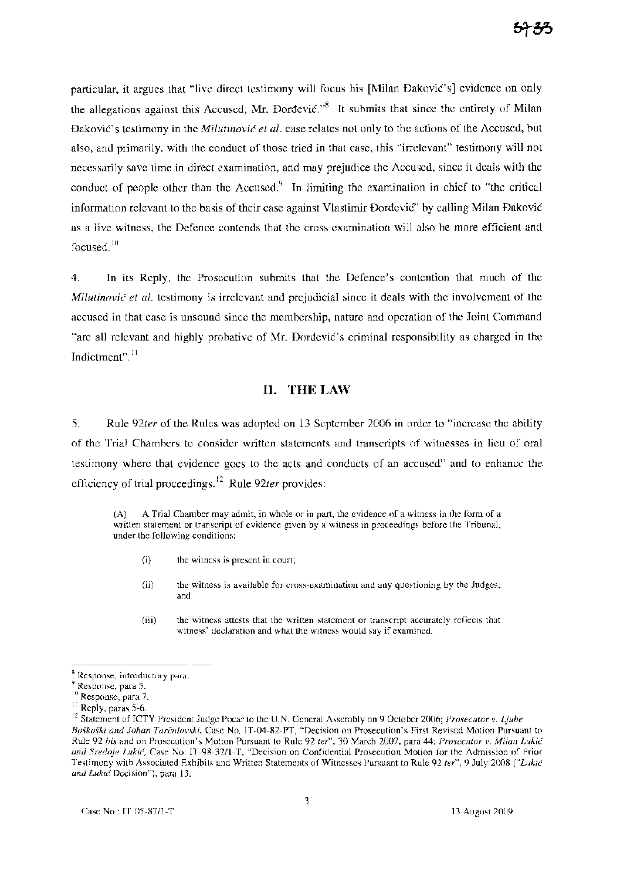particular, it argues that "live direct testimony will focus his [Milan Đaković's] evidence on only the allegations against this Accused, Mr. Đorđević."[8] It submits that since the entirety of Milan Đaković's testimony in the *Milutinović et al.* case relates not only to the actions of the Accused, but also, and primarily, with the conduct of those tried in that case, this "irrelevant" testimony will not necessarily save time in direct examination, and may prejudice the Accused, since it deals with the conduct of people other than the Accused.[9] In limiting the examination in chief to "the critical information relevant to the basis of their case against Vlastimir Đorđević" by calling Milan Đaković as a live witness, the Defence contends that the cross-examination will also be more efficient and focused.[10]

4. In its Reply, the Prosecution submits that the Defence's contention that much of the *Milutinović et al.* testimony is irrelevant and prejudicial since it deals with the involvement of the accused in that case is unsound since the membership, nature and operation of the Joint Command "are all relevant and highly probative of Mr. Đorđević's criminal responsibility as charged in the Indictment".[11]

## II. THE LAW

5. Rule 92*ter* of the Rules was adopted on 13 September 2006 in order to "increase the ability of the Trial Chambers to consider written statements and transcripts of witnesses in lieu of oral testimony where that evidence goes to the acts and conducts of an accused" and to enhance the efficiency of trial proceedings.[12] Rule 92*ter* provides:

> (A) A Trial Chamber may admit, in whole or in part, the evidence of a witness in the form of a written statement or transcript of evidence given by a witness in proceedings before the Tribunal, under the following conditions:
>
> (i) the witness is present in court;
>
> (ii) the witness is available for cross-examination and any questioning by the Judges; and
>
> (iii) the witness attests that the written statement or transcript accurately reflects that witness' declaration and what the witness would say if examined.

---

[8] Response, introductory para.

[9] Response, para 5.

[10] Response, para 7.

[11] Reply, paras 5-6.

[12] Statement of ICTY President Judge Pocar to the U.N. General Assembly on 9 October 2006; *Prosecutor v. Ljube Boškoski and Johan Tarčulovski*, Case No. IT-04-82-PT, "Decision on Prosecution's First Revised Motion Pursuant to Rule 92 *bis* and on Prosecution's Motion Pursuant to Rule 92 *ter*", 30 March 2007, para 44; *Prosecutor v. Milan Lukić and Sredoje Lukić*, Case No. IT-98-32/1-T, "Decision on Confidential Prosecution Motion for the Admission of Prior Testimony with Associated Exhibits and Written Statements of Witnesses Pursuant to Rule 92 *ter*", 9 July 2008 ("*Lukić and Lukić* Decision"), para 13.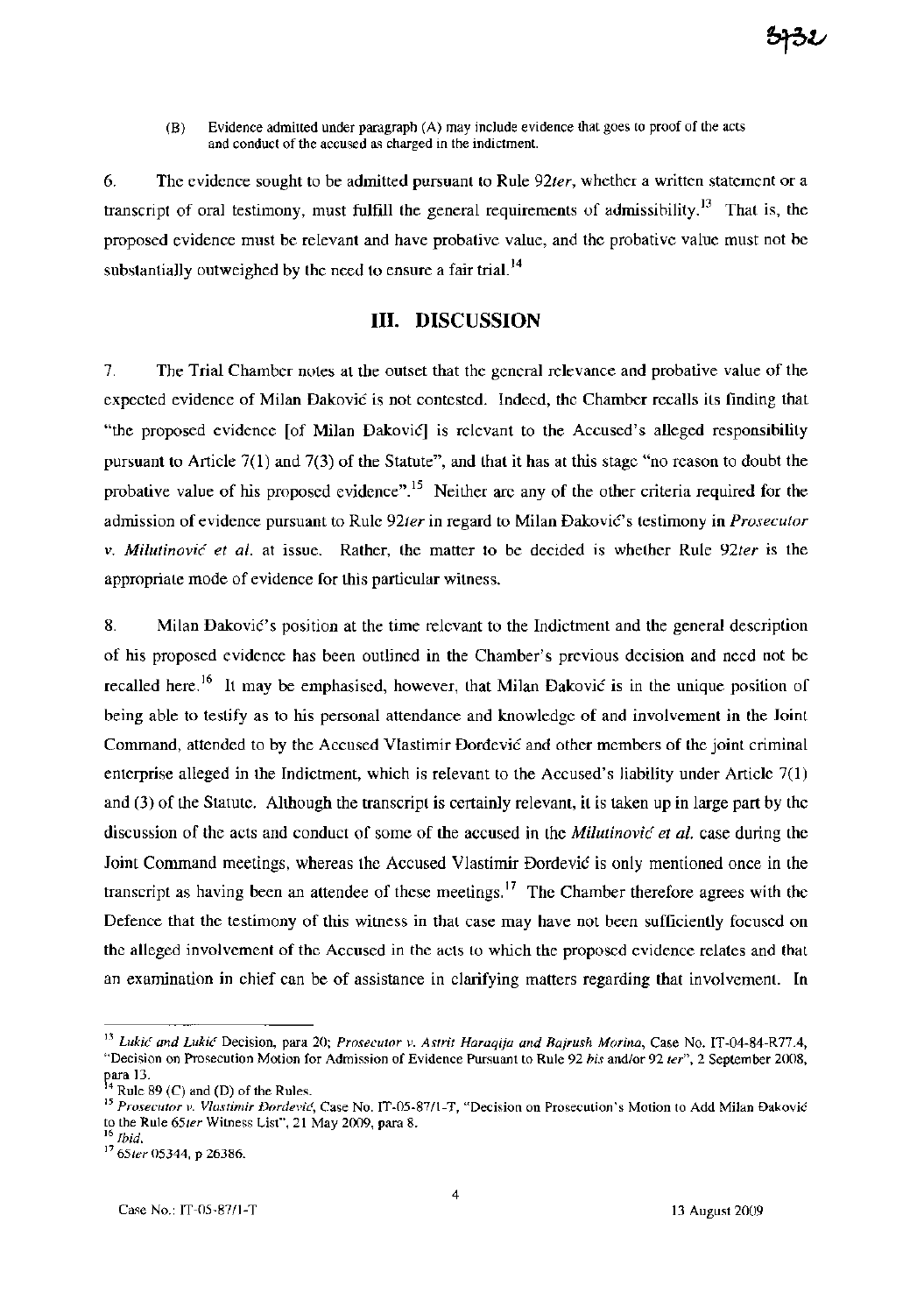(B) Evidence admitted under paragraph (A) may include evidence that goes to proof of the acts and conduct of the accused as charged in the indictment.

6. The evidence sought to be admitted pursuant to Rule 92*ter*, whether a written statement or a transcript of oral testimony, must fulfill the general requirements of admissibility.[13] That is, the proposed evidence must be relevant and have probative value, and the probative value must not be substantially outweighed by the need to ensure a fair trial.[14]

## III. DISCUSSION

7. The Trial Chamber notes at the outset that the general relevance and probative value of the expected evidence of Milan Đaković is not contested. Indeed, the Chamber recalls its finding that "the proposed evidence [of Milan Đaković] is relevant to the Accused's alleged responsibility pursuant to Article 7(1) and 7(3) of the Statute", and that it has at this stage "no reason to doubt the probative value of his proposed evidence".[15] Neither are any of the other criteria required for the admission of evidence pursuant to Rule 92*ter* in regard to Milan Đaković's testimony in *Prosecutor v. Milutinović et al.* at issue. Rather, the matter to be decided is whether Rule 92*ter* is the appropriate mode of evidence for this particular witness.

8. Milan Đaković's position at the time relevant to the Indictment and the general description of his proposed evidence has been outlined in the Chamber's previous decision and need not be recalled here.[16] It may be emphasised, however, that Milan Đaković is in the unique position of being able to testify as to his personal attendance and knowledge of and involvement in the Joint Command, attended to by the Accused Vlastimir Đorđević and other members of the joint criminal enterprise alleged in the Indictment, which is relevant to the Accused's liability under Article 7(1) and (3) of the Statute. Although the transcript is certainly relevant, it is taken up in large part by the discussion of the acts and conduct of some of the accused in the *Milutinović et al.* case during the Joint Command meetings, whereas the Accused Vlastimir Đorđević is only mentioned once in the transcript as having been an attendee of these meetings.[17] The Chamber therefore agrees with the Defence that the testimony of this witness in that case may have not been sufficiently focused on the alleged involvement of the Accused in the acts to which the proposed evidence relates and that an examination in chief can be of assistance in clarifying matters regarding that involvement. In

---

[13] *Lukić and Lukić* Decision, para 20; *Prosecutor v. Astrit Haraqija and Bajrush Morina*, Case No. IT-04-84-R77.4, "Decision on Prosecution Motion for Admission of Evidence Pursuant to Rule 92 *bis* and/or 92 *ter*", 2 September 2008, para 13.

[14] Rule 89 (C) and (D) of the Rules.

[15] *Prosecutor v. Vlastimir Đorđević*, Case No. IT-05-87/1-T, "Decision on Prosecution's Motion to Add Milan Đaković to the Rule 65*ter* Witness List", 21 May 2009, para 8.

[16] *Ibid.*

[17] 65*ter* 05344, p 26386.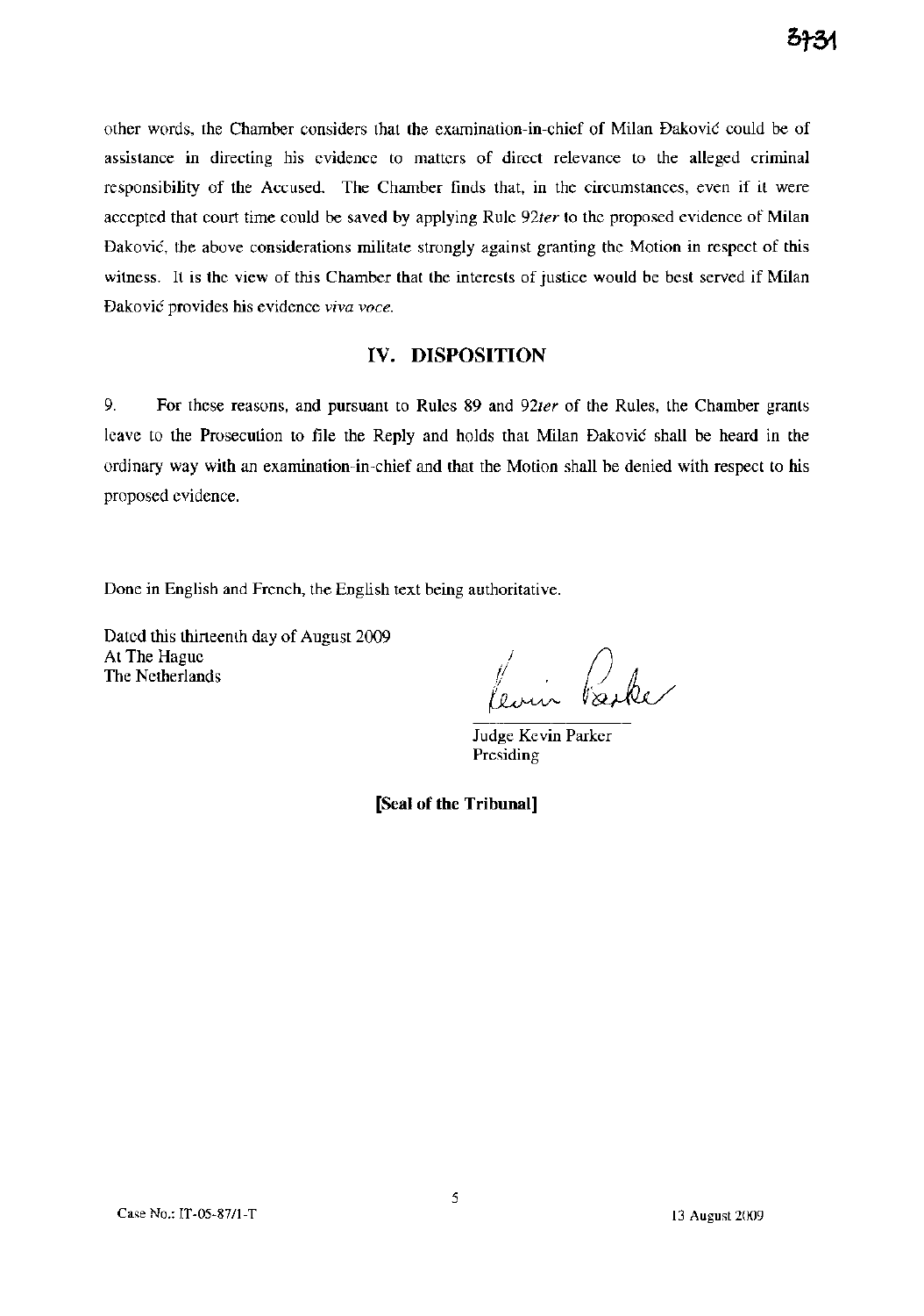other words, the Chamber considers that the examination-in-chief of Milan Đaković could be of assistance in directing his evidence to matters of direct relevance to the alleged criminal responsibility of the Accused. The Chamber finds that, in the circumstances, even if it were accepted that court time could be saved by applying Rule 92*ter* to the proposed evidence of Milan Đaković, the above considerations militate strongly against granting the Motion in respect of this witness. It is the view of this Chamber that the interests of justice would be best served if Milan Đaković provides his evidence *viva voce*.

## IV. DISPOSITION

9. For these reasons, and pursuant to Rules 89 and 92*ter* of the Rules, the Chamber grants leave to the Prosecution to file the Reply and holds that Milan Đaković shall be heard in the ordinary way with an examination-in-chief and that the Motion shall be denied with respect to his proposed evidence.

Done in English and French, the English text being authoritative.

Dated this thirteenth day of August 2009
At The Hague
The Netherlands

Judge Kevin Parker
Presiding

**[Seal of the Tribunal]**